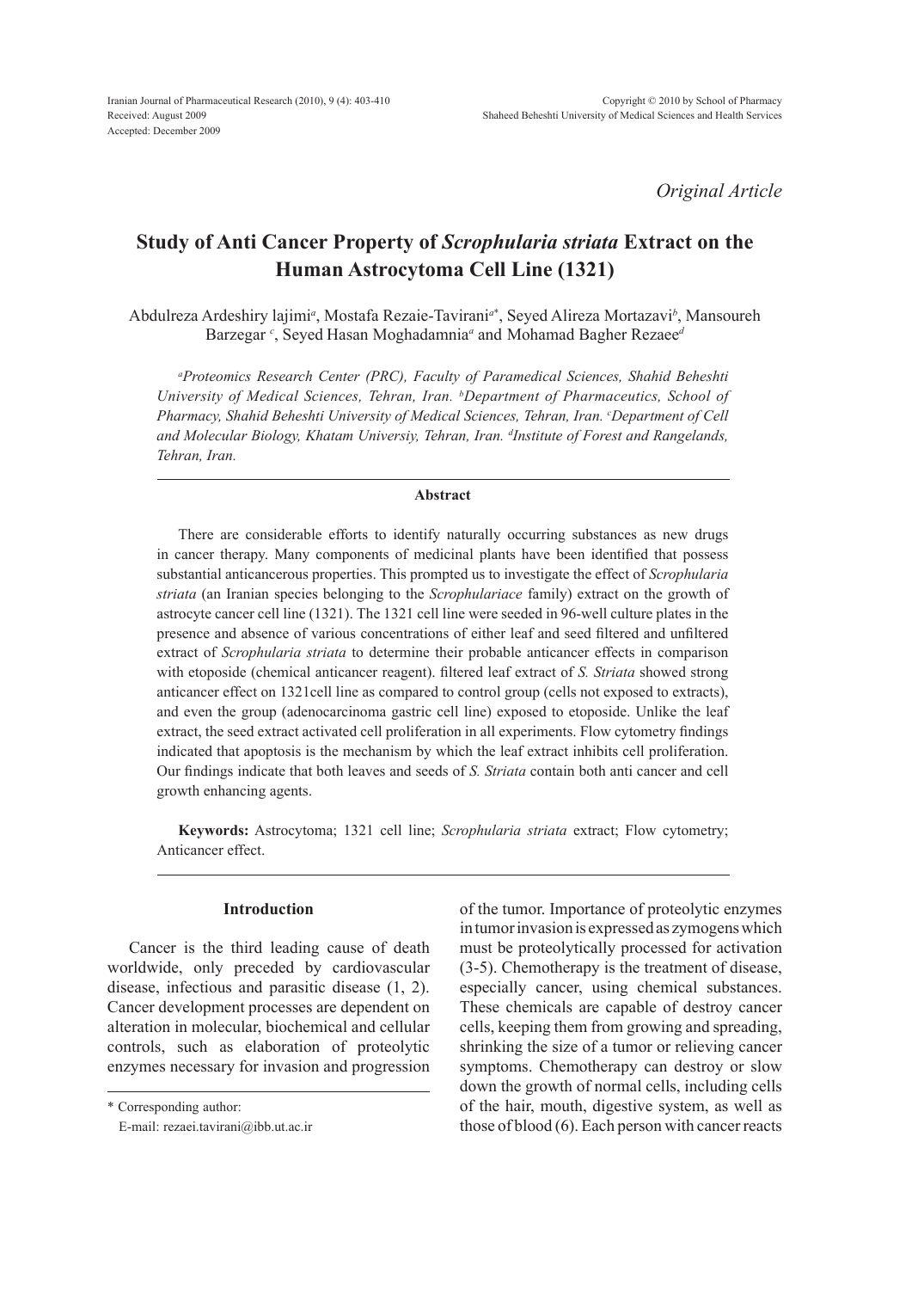Original Article

# Study of Anti Cancer Property of *Scrophularia striata* Extract on the Human Astrocytoma Cell Line (1321)

Abdulreza Ardeshiry lajimi[a], Mostafa Rezaie-Tavirani[a*], Seyed Alireza Mortazavi[b], Mansoureh Barzegar [c], Seyed Hasan Moghadamnia[a] and Mohamad Bagher Rezaee[d]

*[a]Proteomics Research Center (PRC), Faculty of Paramedical Sciences, Shahid Beheshti University of Medical Sciences, Tehran, Iran. [b]Department of Pharmaceutics, School of Pharmacy, Shahid Beheshti University of Medical Sciences, Tehran, Iran. [c]Department of Cell and Molecular Biology, Khatam Universiy, Tehran, Iran. [d]Institute of Forest and Rangelands, Tehran, Iran.*

## Abstract

There are considerable efforts to identify naturally occurring substances as new drugs in cancer therapy. Many components of medicinal plants have been identified that possess substantial anticancerous properties. This prompted us to investigate the effect of *Scrophularia striata* (an Iranian species belonging to the *Scrophulariace* family) extract on the growth of astrocyte cancer cell line (1321). The 1321 cell line were seeded in 96-well culture plates in the presence and absence of various concentrations of either leaf and seed filtered and unfiltered extract of *Scrophularia striata* to determine their probable anticancer effects in comparison with etoposide (chemical anticancer reagent). filtered leaf extract of *S. Striata* showed strong anticancer effect on 1321cell line as compared to control group (cells not exposed to extracts), and even the group (adenocarcinoma gastric cell line) exposed to etoposide. Unlike the leaf extract, the seed extract activated cell proliferation in all experiments. Flow cytometry findings indicated that apoptosis is the mechanism by which the leaf extract inhibits cell proliferation. Our findings indicate that both leaves and seeds of *S. Striata* contain both anti cancer and cell growth enhancing agents.

**Keywords:** Astrocytoma; 1321 cell line; *Scrophularia striata* extract; Flow cytometry; Anticancer effect.

## Introduction

Cancer is the third leading cause of death worldwide, only preceded by cardiovascular disease, infectious and parasitic disease (1, 2). Cancer development processes are dependent on alteration in molecular, biochemical and cellular controls, such as elaboration of proteolytic enzymes necessary for invasion and progression of the tumor. Importance of proteolytic enzymes in tumor invasion is expressed as zymogens which must be proteolytically processed for activation (3-5). Chemotherapy is the treatment of disease, especially cancer, using chemical substances. These chemicals are capable of destroy cancer cells, keeping them from growing and spreading, shrinking the size of a tumor or relieving cancer symptoms. Chemotherapy can destroy or slow down the growth of normal cells, including cells of the hair, mouth, digestive system, as well as those of blood (6). Each person with cancer reacts

\* Corresponding author:

E-mail: rezaei.tavirani@ibb.ut.ac.ir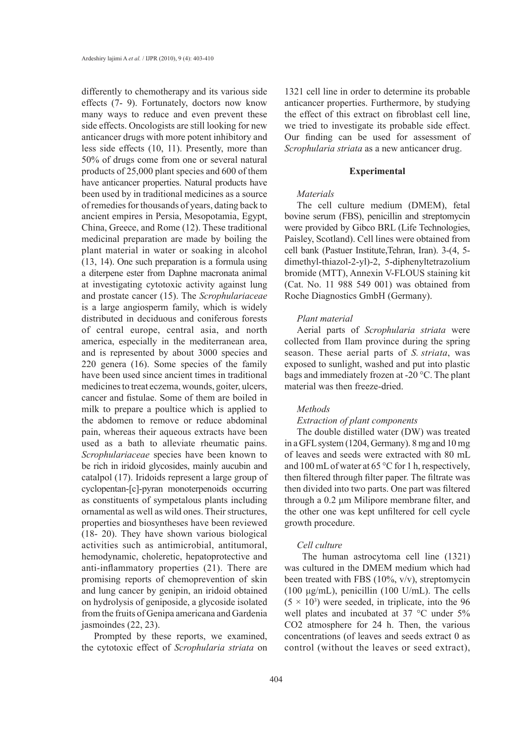differently to chemotherapy and its various side effects (7- 9). Fortunately, doctors now know many ways to reduce and even prevent these side effects. Oncologists are still looking for new anticancer drugs with more potent inhibitory and less side effects (10, 11). Presently, more than 50% of drugs come from one or several natural products of 25,000 plant species and 600 of them have anticancer properties. Natural products have been used by in traditional medicines as a source of remedies for thousands of years, dating back to ancient empires in Persia, Mesopotamia, Egypt, China, Greece, and Rome (12). These traditional medicinal preparation are made by boiling the plant material in water or soaking in alcohol (13, 14). One such preparation is a formula using a diterpene ester from Daphne macronata animal at investigating cytotoxic activity against lung and prostate cancer (15). The *Scrophulariaceae* is a large angiosperm family, which is widely distributed in deciduous and coniferous forests of central europe, central asia, and north america, especially in the mediterranean area, and is represented by about 3000 species and 220 genera (16). Some species of the family have been used since ancient times in traditional medicines to treat eczema, wounds, goiter, ulcers, cancer and fistulae. Some of them are boiled in milk to prepare a poultice which is applied to the abdomen to remove or reduce abdominal pain, whereas their aqueous extracts have been used as a bath to alleviate rheumatic pains. *Scrophulariaceae* species have been known to be rich in iridoid glycosides, mainly aucubin and catalpol (17). Iridoids represent a large group of cyclopentan-[c]-pyran monoterpenoids occurring as constituents of sympetalous plants including ornamental as well as wild ones. Their structures, properties and biosyntheses have been reviewed (18- 20). They have shown various biological activities such as antimicrobial, antitumoral, hemodynamic, choleretic, hepatoprotective and anti-inflammatory properties (21). There are promising reports of chemoprevention of skin and lung cancer by genipin, an iridoid obtained on hydrolysis of geniposide, a glycoside isolated from the fruits of Genipa americana and Gardenia jasmoindes (22, 23).

Prompted by these reports, we examined, the cytotoxic effect of *Scrophularia striata* on 1321 cell line in order to determine its probable anticancer properties. Furthermore, by studying the effect of this extract on fibroblast cell line, we tried to investigate its probable side effect. Our finding can be used for assessment of *Scrophularia striata* as a new anticancer drug.

## Experimental

### *Materials*

The cell culture medium (DMEM), fetal bovine serum (FBS), penicillin and streptomycin were provided by Gibco BRL (Life Technologies, Paisley, Scotland). Cell lines were obtained from cell bank (Pastuer Institute,Tehran, Iran). 3-(4, 5-dimethyl-thiazol-2-yl)-2, 5-diphenyltetrazolium bromide (MTT), Annexin V-FLOUS staining kit (Cat. No. 11 988 549 001) was obtained from Roche Diagnostics GmbH (Germany).

### *Plant material*

Aerial parts of *Scrophularia striata* were collected from Ilam province during the spring season. These aerial parts of *S. striata*, was exposed to sunlight, washed and put into plastic bags and immediately frozen at -20 °C. The plant material was then freeze-dried.

### *Methods*

#### *Extraction of plant components*

The double distilled water (DW) was treated in a GFL system (1204, Germany). 8 mg and 10 mg of leaves and seeds were extracted with 80 mL and 100 mL of water at 65 °C for 1 h, respectively, then filtered through filter paper. The filtrate was then divided into two parts. One part was filtered through a 0.2 µm Milipore membrane filter, and the other one was kept unfiltered for cell cycle growth procedure.

#### *Cell culture*

The human astrocytoma cell line (1321) was cultured in the DMEM medium which had been treated with FBS (10%, v/v), streptomycin (100 µg/mL), penicillin (100 U/mL). The cells ($5 \times 10^3$) were seeded, in triplicate, into the 96 well plates and incubated at 37 °C under 5% $CO_2$ atmosphere for 24 h. Then, the various concentrations (of leaves and seeds extract 0 as control (without the leaves or seed extract),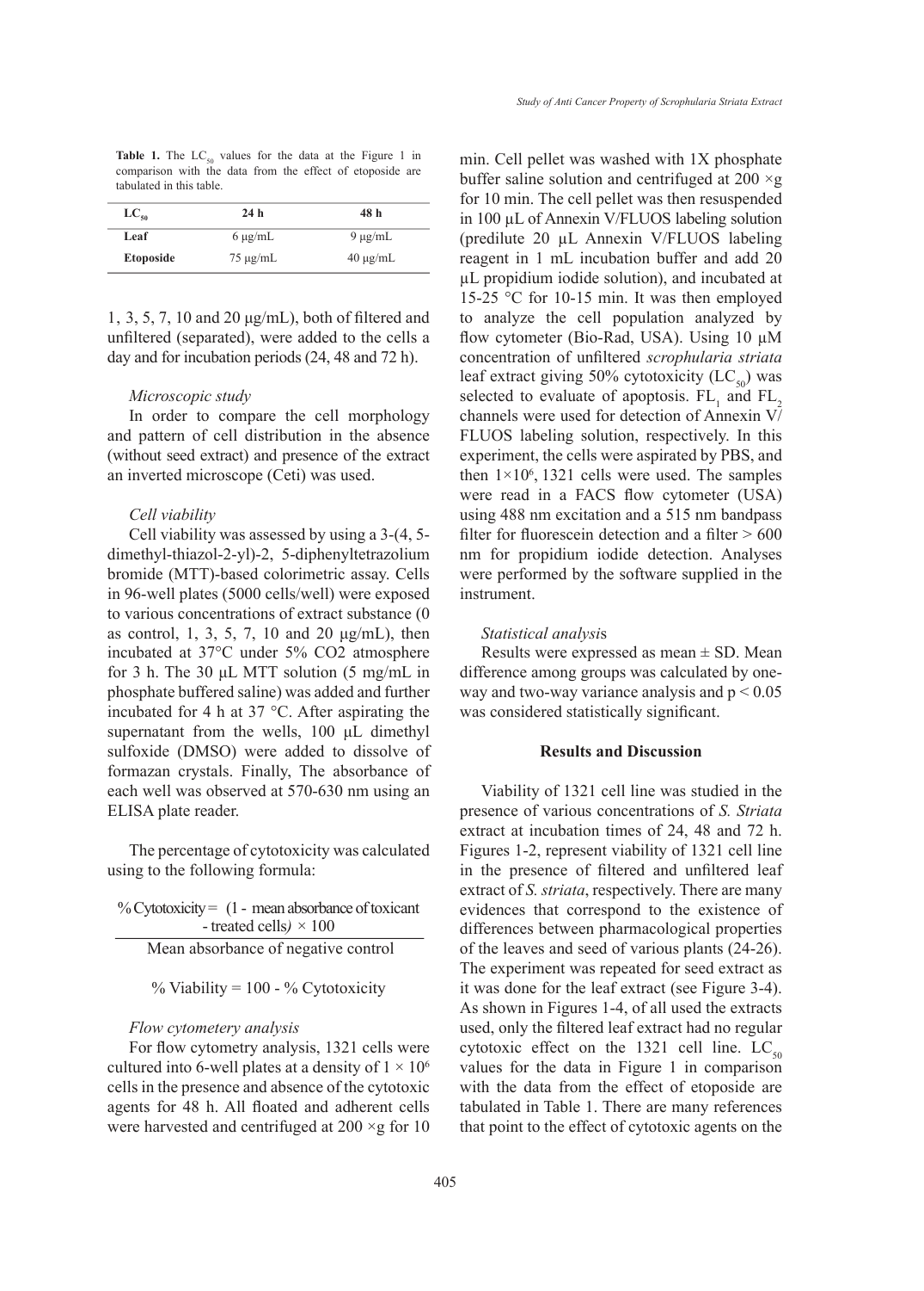**Table 1.** The $LC_{50}$ values for the data at the Figure 1 in comparison with the data from the effect of etoposide are tabulated in this table.

| $LC_{50}$ | 24 h | 48 h |
|---|---|---|
| **Leaf** | 6 μg/mL | 9 μg/mL |
| **Etoposide** | 75 μg/mL | 40 μg/mL |

1, 3, 5, 7, 10 and 20 μg/mL), both of filtered and unfiltered (separated), were added to the cells a day and for incubation periods (24, 48 and 72 h).

### *Microscopic study*

In order to compare the cell morphology and pattern of cell distribution in the absence (without seed extract) and presence of the extract an inverted microscope (Ceti) was used.

### *Cell viability*

Cell viability was assessed by using a 3-(4, 5-dimethyl-thiazol-2-yl)-2, 5-diphenyltetrazolium bromide (MTT)-based colorimetric assay. Cells in 96-well plates (5000 cells/well) were exposed to various concentrations of extract substance (0 as control, 1, 3, 5, 7, 10 and 20 μg/mL), then incubated at 37°C under 5% CO2 atmosphere for 3 h. The 30 μL MTT solution (5 mg/mL in phosphate buffered saline) was added and further incubated for 4 h at 37 °C. After aspirating the supernatant from the wells, 100 μL dimethyl sulfoxide (DMSO) were added to dissolve of formazan crystals. Finally, The absorbance of each well was observed at 570-630 nm using an ELISA plate reader.

The percentage of cytotoxicity was calculated using to the following formula:

$$\%\,\text{Cytotoxicity} = \frac{(1 - \text{mean absorbance of toxicant - treated cells}) \times 100}{\text{Mean absorbance of negative control}}$$

$$\%\,\text{Viability} = 100 - \%\,\text{Cytotoxicity}$$

### *Flow cytometery analysis*

For flow cytometry analysis, 1321 cells were cultured into 6-well plates at a density of $1 \times 10^6$ cells in the presence and absence of the cytotoxic agents for 48 h. All floated and adherent cells were harvested and centrifuged at 200 ×g for 10 min. Cell pellet was washed with 1X phosphate buffer saline solution and centrifuged at 200 ×g for 10 min. The cell pellet was then resuspended in 100 μL of Annexin V/FLUOS labeling solution (predilute 20 μL Annexin V/FLUOS labeling reagent in 1 mL incubation buffer and add 20 μL propidium iodide solution), and incubated at 15-25 °C for 10-15 min. It was then employed to analyze the cell population analyzed by flow cytometer (Bio-Rad, USA). Using 10 μM concentration of unfiltered *scrophularia striata* leaf extract giving 50% cytotoxicity ($LC_{50}$) was selected to evaluate of apoptosis. $FL_1$ and $FL_2$ channels were used for detection of Annexin V/FLUOS labeling solution, respectively. In this experiment, the cells were aspirated by PBS, and then $1\times10^6$, 1321 cells were used. The samples were read in a FACS flow cytometer (USA) using 488 nm excitation and a 515 nm bandpass filter for fluorescein detection and a filter > 600 nm for propidium iodide detection. Analyses were performed by the software supplied in the instrument.

### *Statistical analysis*

Results were expressed as mean ± SD. Mean difference among groups was calculated by one-way and two-way variance analysis and $p < 0.05$ was considered statistically significant.

## Results and Discussion

Viability of 1321 cell line was studied in the presence of various concentrations of *S. Striata* extract at incubation times of 24, 48 and 72 h. Figures 1-2, represent viability of 1321 cell line in the presence of filtered and unfiltered leaf extract of *S. striata*, respectively. There are many evidences that correspond to the existence of differences between pharmacological properties of the leaves and seed of various plants (24-26). The experiment was repeated for seed extract as it was done for the leaf extract (see Figure 3-4). As shown in Figures 1-4, of all used the extracts used, only the filtered leaf extract had no regular cytotoxic effect on the 1321 cell line. $LC_{50}$ values for the data in Figure 1 in comparison with the data from the effect of etoposide are tabulated in Table 1. There are many references that point to the effect of cytotoxic agents on the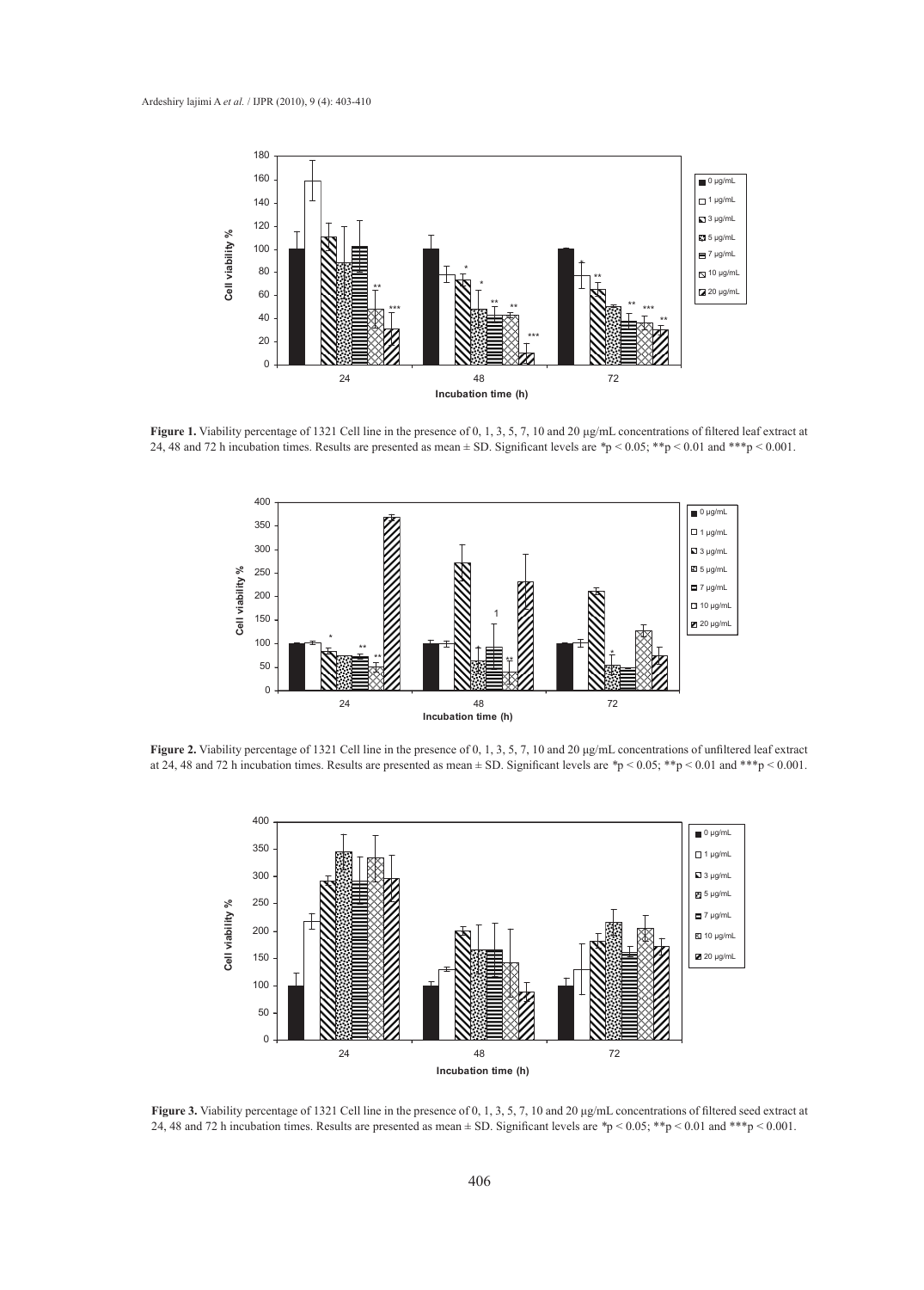**Figure 1.** Viability percentage of 1321 Cell line in the presence of 0, 1, 3, 5, 7, 10 and 20 μg/mL concentrations of filtered leaf extract at 24, 48 and 72 h incubation times. Results are presented as mean ± SD. Significant levels are *p < 0.05; **p < 0.01 and ***p < 0.001.

**Figure 2.** Viability percentage of 1321 Cell line in the presence of 0, 1, 3, 5, 7, 10 and 20 μg/mL concentrations of unfiltered leaf extract at 24, 48 and 72 h incubation times. Results are presented as mean ± SD. Significant levels are *p < 0.05; **p < 0.01 and ***p < 0.001.

**Figure 3.** Viability percentage of 1321 Cell line in the presence of 0, 1, 3, 5, 7, 10 and 20 μg/mL concentrations of filtered seed extract at 24, 48 and 72 h incubation times. Results are presented as mean ± SD. Significant levels are *p < 0.05; **p < 0.01 and ***p < 0.001.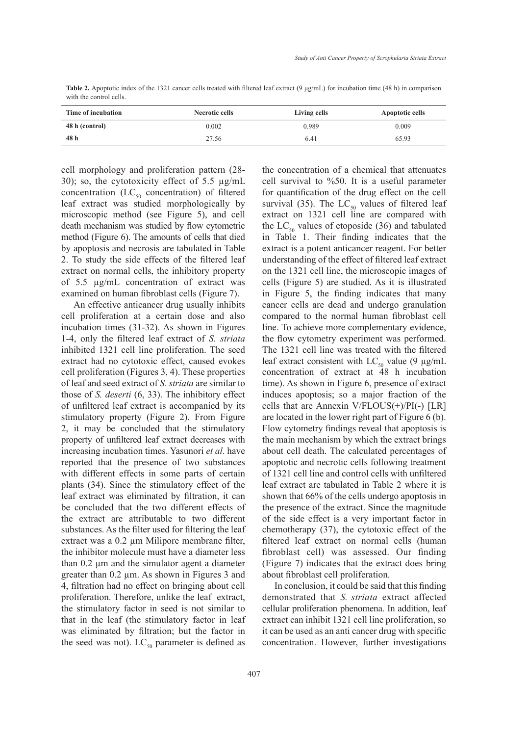**Table 2.** Apoptotic index of the 1321 cancer cells treated with filtered leaf extract (9 μg/mL) for incubation time (48 h) in comparison with the control cells.

| Time of incubation | Necrotic cells | Living cells | Apoptotic cells |
|---|---|---|---|
| 48 h (control) | 0.002 | 0.989 | 0.009 |
| 48 h | 27.56 | 6.41 | 65.93 |

cell morphology and proliferation pattern (28-30); so, the cytotoxicity effect of 5.5 µg/mL concentration ($LC_{50}$ concentration) of filtered leaf extract was studied morphologically by microscopic method (see Figure 5), and cell death mechanism was studied by flow cytometric method (Figure 6). The amounts of cells that died by apoptosis and necrosis are tabulated in Table 2. To study the side effects of the filtered leaf extract on normal cells, the inhibitory property of 5.5 µg/mL concentration of extract was examined on human fibroblast cells (Figure 7).

An effective anticancer drug usually inhibits cell proliferation at a certain dose and also incubation times (31-32). As shown in Figures 1-4, only the filtered leaf extract of *S. striata* inhibited 1321 cell line proliferation. The seed extract had no cytotoxic effect, caused evokes cell proliferation (Figures 3, 4). These properties of leaf and seed extract of *S. striata* are similar to those of *S. deserti* (6, 33). The inhibitory effect of unfiltered leaf extract is accompanied by its stimulatory property (Figure 2). From Figure 2, it may be concluded that the stimulatory property of unfiltered leaf extract decreases with increasing incubation times. Yasunori *et al*. have reported that the presence of two substances with different effects in some parts of certain plants (34). Since the stimulatory effect of the leaf extract was eliminated by filtration, it can be concluded that the two different effects of the extract are attributable to two different substances. As the filter used for filtering the leaf extract was a 0.2 µm Milipore membrane filter, the inhibitor molecule must have a diameter less than 0.2 µm and the simulator agent a diameter greater than 0.2 µm. As shown in Figures 3 and 4, filtration had no effect on bringing about cell proliferation. Therefore, unlike the leaf extract, the stimulatory factor in seed is not similar to that in the leaf (the stimulatory factor in leaf was eliminated by filtration; but the factor in the seed was not). $LC_{50}$ parameter is defined as the concentration of a chemical that attenuates cell survival to %50. It is a useful parameter for quantification of the drug effect on the cell survival (35). The $LC_{50}$ values of filtered leaf extract on 1321 cell line are compared with the $LC_{50}$ values of etoposide (36) and tabulated in Table 1. Their finding indicates that the extract is a potent anticancer reagent. For better understanding of the effect of filtered leaf extract on the 1321 cell line, the microscopic images of cells (Figure 5) are studied. As it is illustrated in Figure 5, the finding indicates that many cancer cells are dead and undergo granulation compared to the normal human fibroblast cell line. To achieve more complementary evidence, the flow cytometry experiment was performed. The 1321 cell line was treated with the filtered leaf extract consistent with $LC_{50}$ value (9 µg/mL concentration of extract at 48 h incubation time). As shown in Figure 6, presence of extract induces apoptosis; so a major fraction of the cells that are Annexin V/FLOUS(+)/PI(-) [LR] are located in the lower right part of Figure 6 (b). Flow cytometry findings reveal that apoptosis is the main mechanism by which the extract brings about cell death. The calculated percentages of apoptotic and necrotic cells following treatment of 1321 cell line and control cells with unfiltered leaf extract are tabulated in Table 2 where it is shown that 66% of the cells undergo apoptosis in the presence of the extract. Since the magnitude of the side effect is a very important factor in chemotherapy (37), the cytotoxic effect of the filtered leaf extract on normal cells (human fibroblast cell) was assessed. Our finding (Figure 7) indicates that the extract does bring about fibroblast cell proliferation.

In conclusion, it could be said that this finding demonstrated that *S. striata* extract affected cellular proliferation phenomena. In addition, leaf extract can inhibit 1321 cell line proliferation, so it can be used as an anti cancer drug with specific concentration. However, further investigations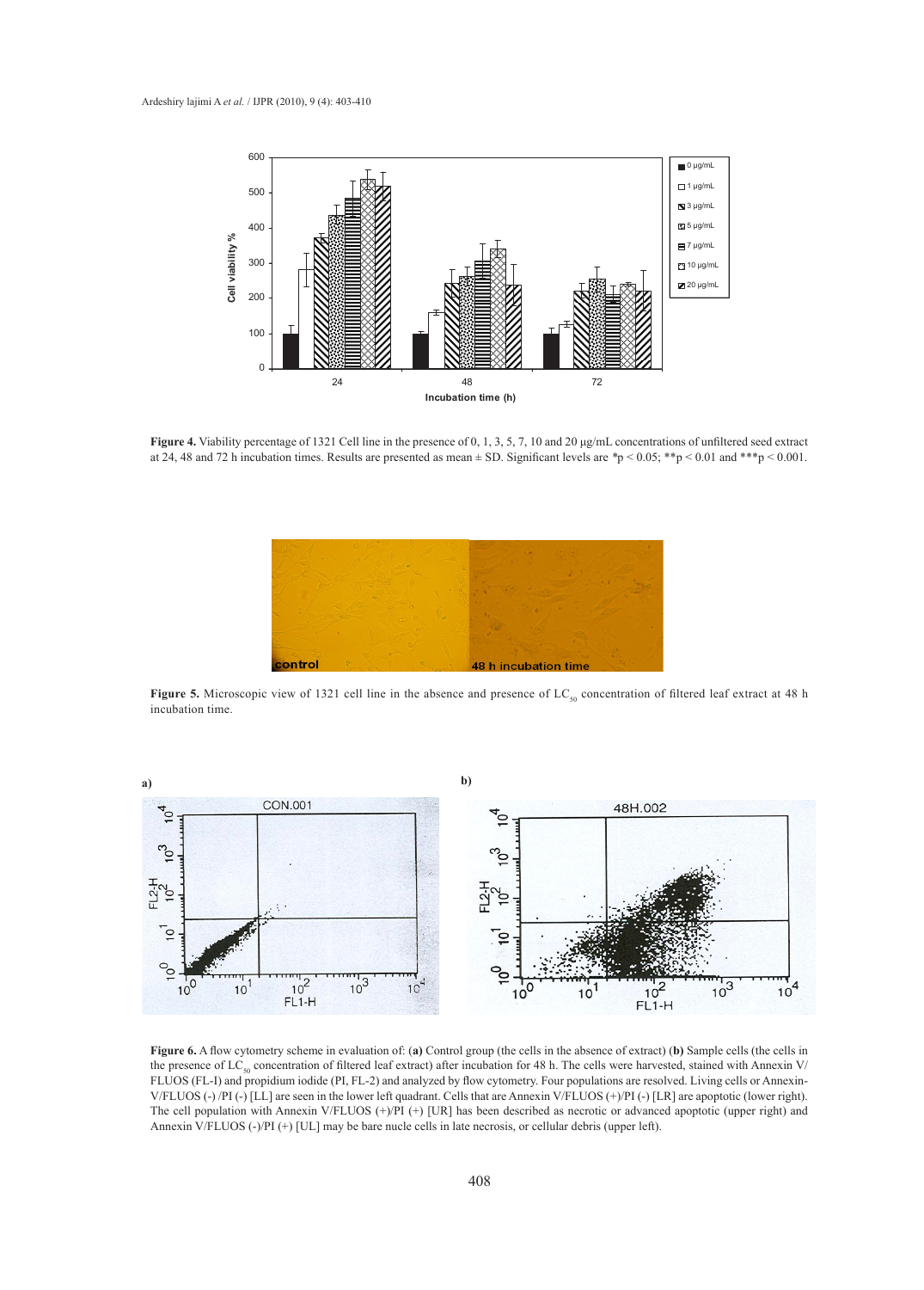**Figure 4.** Viability percentage of 1321 Cell line in the presence of 0, 1, 3, 5, 7, 10 and 20 µg/mL concentrations of unfiltered seed extract at 24, 48 and 72 h incubation times. Results are presented as mean ± SD. Significant levels are $^*p < 0.05$; $^{**}p < 0.01$ and $^{***}p < 0.001$.

**Figure 5.** Microscopic view of 1321 cell line in the absence and presence of $LC_{50}$ concentration of filtered leaf extract at 48 h incubation time.

**Figure 6.** A flow cytometry scheme in evaluation of: (**a**) Control group (the cells in the absence of extract) (**b**) Sample cells (the cells in the presence of $LC_{50}$ concentration of filtered leaf extract) after incubation for 48 h. The cells were harvested, stained with Annexin V/FLUOS (FL-I) and propidium iodide (PI, FL-2) and analyzed by flow cytometry. Four populations are resolved. Living cells or Annexin-V/FLUOS (-) /PI (-) [LL] are seen in the lower left quadrant. Cells that are Annexin V/FLUOS (+)/PI (-) [LR] are apoptotic (lower right). The cell population with Annexin V/FLUOS (+)/PI (+) [UR] has been described as necrotic or advanced apoptotic (upper right) and Annexin V/FLUOS (-)/PI (+) [UL] may be bare nucle cells in late necrosis, or cellular debris (upper left).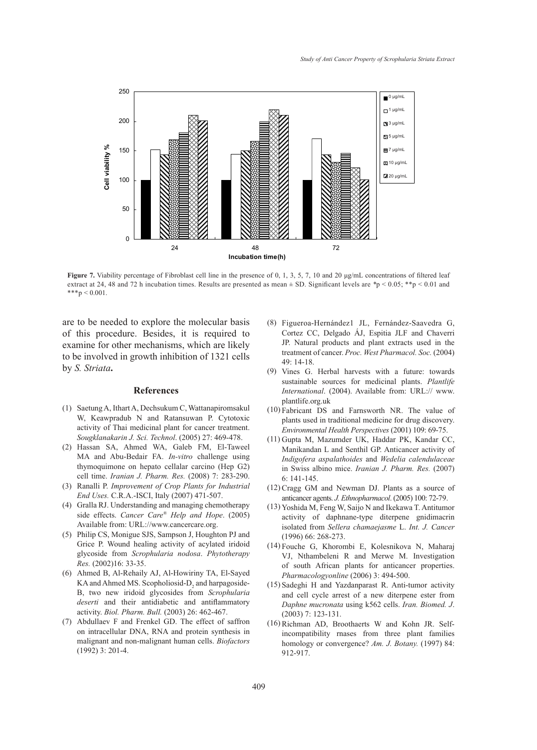**Figure 7.** Viability percentage of Fibroblast cell line in the presence of 0, 1, 3, 5, 7, 10 and 20 μg/mL concentrations of filtered leaf extract at 24, 48 and 72 h incubation times. Results are presented as mean ± SD. Significant levels are $*p < 0.05$; $**p < 0.01$ and $***p < 0.001$.

are to be needed to explore the molecular basis of this procedure. Besides, it is required to examine for other mechanisms, which are likely to be involved in growth inhibition of 1321 cells by *S. Striata*.

## References

(1) Saetung A, Ithart A, Dechsukum C, Wattanapiromsakul W, Keawpradub N and Ratansuwan P. Cytotoxic activity of Thai medicinal plant for cancer treatment. *Sougklanakarin J. Sci. Technol*. (2005) 27: 469-478.

(2) Hassan SA, Ahmed WA, Galeb FM, El-Taweel MA and Abu-Bedair FA. *In-vitro* challenge using thymoquimone on hepato cellalar carcino (Hep G2) cell time. *Iranian J. Pharm. Res.* (2008) 7: 283-290.

(3) Ranalli P. *Improvement of Crop Plants for Industrial End Uses.* C.R.A.-ISCI, Italy (2007) 471-507.

(4) Gralla RJ. Understanding and managing chemotherapy side effects. *Cancer Care® Help and Hope*. (2005) Available from: URL://www.cancercare.org.

(5) Philip CS, Monigue SJS, Sampson J, Houghton PJ and Grice P. Wound healing activity of acylated iridoid glycoside from *Scrophularia nodosa*. *Phytotherapy Res.* (2002)16: 33-35.

(6) Ahmed B, Al-Rehaily AJ, Al-Howiriny TA, El-Sayed KA and Ahmed MS. Scopholiosid-$D_2$ and harpagoside-B, two new iridoid glycosides from *Scrophularia deserti* and their antidiabetic and antiflammatory activity. *Biol. Pharm. Bull.* (2003) 26: 462-467.

(7) Abdullaev F and Frenkel GD. The effect of saffron on intracellular DNA, RNA and protein synthesis in malignant and non-malignant human cells. *Biofactors* (1992) 3: 201-4.

(8) Figueroa-Hernández1 JL, Fernández-Saavedra G, Cortez CC, Delgado ÁJ, Espitia JLF and Chaverri JP. Natural products and plant extracts used in the treatment of cancer. *Proc. West Pharmacol. Soc.* (2004) 49: 14-18.

(9) Vines G. Herbal harvests with a future: towards sustainable sources for medicinal plants. *Plantlife International*. (2004). Available from: URL:// www.plantlife.org.uk

(10) Fabricant DS and Farnsworth NR. The value of plants used in traditional medicine for drug discovery. *Environmental Health Perspectives* (2001) 109: 69-75.

(11) Gupta M, Mazumder UK, Haddar PK, Kandar CC, Manikandan L and Senthil GP. Anticancer activity of *Indigofera aspalathoides* and *Wedelia calendulaceae* in Swiss albino mice. *Iranian J. Pharm. Res.* (2007) 6: 141-145.

(12) Cragg GM and Newman DJ. Plants as a source of anticancer agents. *J. Ethnopharmacol*. (2005) 100: 72-79.

(13) Yoshida M, Feng W, Saijo N and Ikekawa T. Antitumor activity of daphnane-type diterpene gnidimacrin isolated from *Sellera chamaejasme* L. *Int. J. Cancer* (1996) 66: 268-273.

(14) Fouche G, Khorombi E, Kolesnikova N, Maharaj VJ, Nthambeleni R and Merwe M. Investigation of south African plants for anticancer properties. *Pharmacologyonline* (2006) 3: 494-500.

(15) Sadeghi H and Yazdanparast R. Anti-tumor activity and cell cycle arrest of a new diterpene ester from *Daphne mucronata* using k562 cells. *Iran. Biomed. J*. (2003) 7: 123-131.

(16) Richman AD, Broothaerts W and Kohn JR. Self-incompatibility rnases from three plant families homology or convergence? *Am. J. Botany.* (1997) 84: 912-917.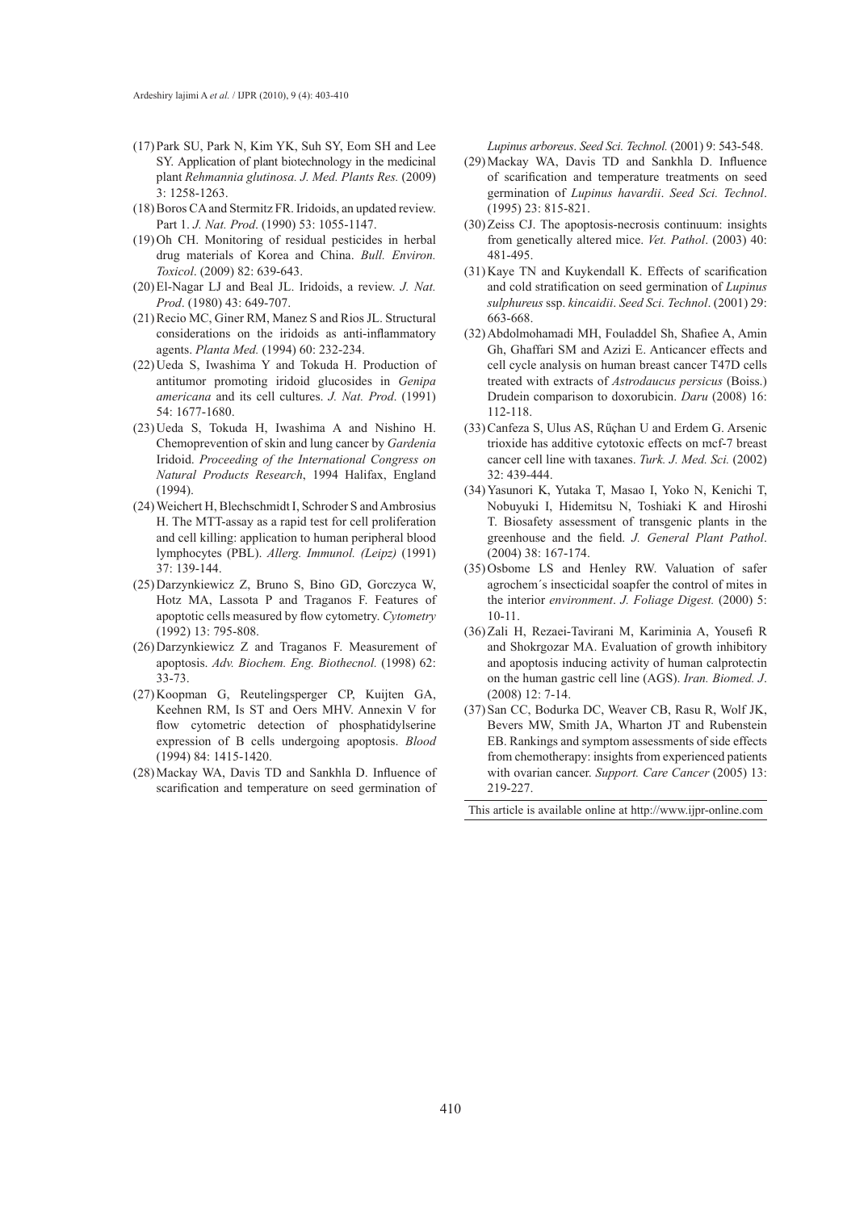(17) Park SU, Park N, Kim YK, Suh SY, Eom SH and Lee SY. Application of plant biotechnology in the medicinal plant *Rehmannia glutinosa*. *J. Med. Plants Res.* (2009) 3: 1258-1263.

(18) Boros CA and Stermitz FR. Iridoids, an updated review. Part 1. *J. Nat. Prod*. (1990) 53: 1055-1147.

(19) Oh CH. Monitoring of residual pesticides in herbal drug materials of Korea and China. *Bull. Environ. Toxicol*. (2009) 82: 639-643.

(20) El-Nagar LJ and Beal JL. Iridoids, a review. *J. Nat. Prod*. (1980) 43: 649-707.

(21) Recio MC, Giner RM, Manez S and Rios JL. Structural considerations on the iridoids as anti-inflammatory agents. *Planta Med.* (1994) 60: 232-234.

(22) Ueda S, Iwashima Y and Tokuda H. Production of antitumor promoting iridoid glucosides in *Genipa americana* and its cell cultures. *J. Nat. Prod*. (1991) 54: 1677-1680.

(23) Ueda S, Tokuda H, Iwashima A and Nishino H. Chemoprevention of skin and lung cancer by *Gardenia* Iridoid. *Proceeding of the International Congress on Natural Products Research*, 1994 Halifax, England (1994).

(24) Weichert H, Blechschmidt I, Schroder S and Ambrosius H. The MTT-assay as a rapid test for cell proliferation and cell killing: application to human peripheral blood lymphocytes (PBL). *Allerg. Immunol. (Leipz)* (1991) 37: 139-144.

(25) Darzynkiewicz Z, Bruno S, Bino GD, Gorczyca W, Hotz MA, Lassota P and Traganos F. Features of apoptotic cells measured by flow cytometry. *Cytometry* (1992) 13: 795-808.

(26) Darzynkiewicz Z and Traganos F. Measurement of apoptosis. *Adv. Biochem. Eng. Biothecnol.* (1998) 62: 33-73.

(27) Koopman G, Reutelingsperger CP, Kuijten GA, Keehnen RM, Is ST and Oers MHV. Annexin V for flow cytometric detection of phosphatidylserine expression of B cells undergoing apoptosis. *Blood* (1994) 84: 1415-1420.

(28) Mackay WA, Davis TD and Sankhla D. Influence of scarification and temperature on seed germination of *Lupinus arboreus*. *Seed Sci. Technol.* (2001) 9: 543-548.

(29) Mackay WA, Davis TD and Sankhla D. Influence of scarification and temperature treatments on seed germination of *Lupinus havardii*. *Seed Sci. Technol*. (1995) 23: 815-821.

(30) Zeiss CJ. The apoptosis-necrosis continuum: insights from genetically altered mice. *Vet. Pathol*. (2003) 40: 481-495.

(31) Kaye TN and Kuykendall K. Effects of scarification and cold stratification on seed germination of *Lupinus sulphureus* ssp. *kincaidii*. *Seed Sci. Technol*. (2001) 29: 663-668.

(32) Abdolmohamadi MH, Fouladdel Sh, Shafiee A, Amin Gh, Ghaffari SM and Azizi E. Anticancer effects and cell cycle analysis on human breast cancer T47D cells treated with extracts of *Astrodaucus persicus* (Boiss.) Drudein comparison to doxorubicin. *Daru* (2008) 16: 112-118.

(33) Canfeza S, Ulus AS, Rűçhan U and Erdem G. Arsenic trioxide has additive cytotoxic effects on mcf-7 breast cancer cell line with taxanes. *Turk. J. Med. Sci.* (2002) 32: 439-444.

(34) Yasunori K, Yutaka T, Masao I, Yoko N, Kenichi T, Nobuyuki I, Hidemitsu N, Toshiaki K and Hiroshi T. Biosafety assessment of transgenic plants in the greenhouse and the field. *J. General Plant Pathol*. (2004) 38: 167-174.

(35) Osbome LS and Henley RW. Valuation of safer agrochem´s insecticidal soapfer the control of mites in the interior *environment*. *J. Foliage Digest.* (2000) 5: 10-11.

(36) Zali H, Rezaei-Tavirani M, Kariminia A, Yousefi R and Shokrgozar MA. Evaluation of growth inhibitory and apoptosis inducing activity of human calprotectin on the human gastric cell line (AGS). *Iran. Biomed. J*. (2008) 12: 7-14.

(37) San CC, Bodurka DC, Weaver CB, Rasu R, Wolf JK, Bevers MW, Smith JA, Wharton JT and Rubenstein EB. Rankings and symptom assessments of side effects from chemotherapy: insights from experienced patients with ovarian cancer. *Support. Care Cancer* (2005) 13: 219-227.

This article is available online at http://www.ijpr-online.com